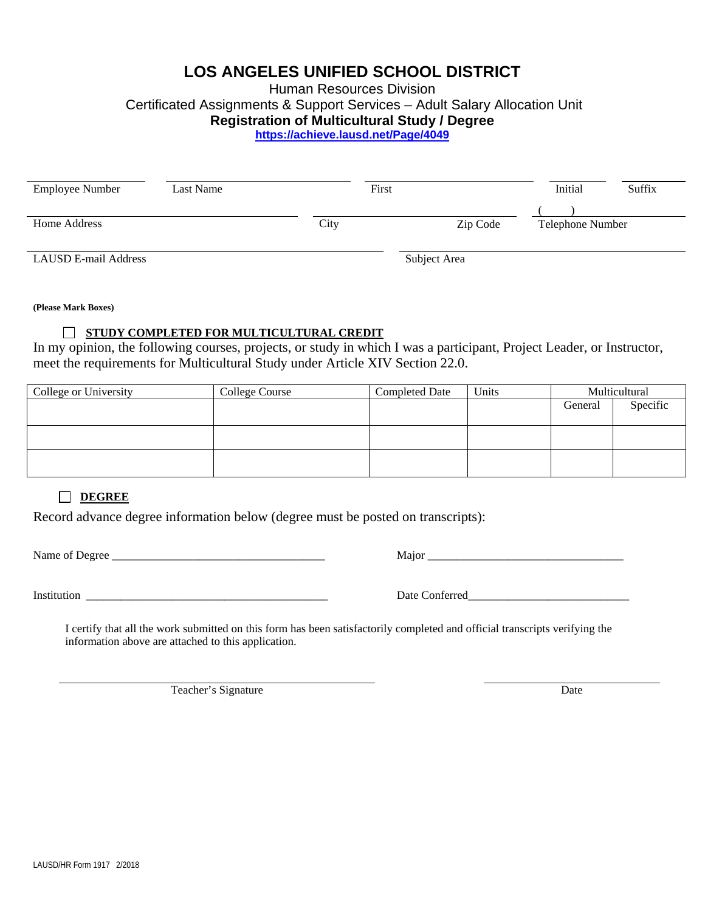# LOS ANGELES UNIFIED SCHOOL DISTRICT

Human Resources Division

Certificated Assignments & Support Services – Adult Salary Allocation Unit

**Registration of Multicultural Study / Degree**

**https://achieve.lausd.net/Page/4049**

| Employee Number | Last Name | First | Initial | Suffix |
|---|---|---|---|---|

| Home Address | City | Zip Code | ( ) Telephone Number |
|---|---|---|---|

| LAUSD E-mail Address | Subject Area |
|---|---|

**(Please Mark Boxes)**

☐ **STUDY COMPLETED FOR MULTICULTURAL CREDIT**

In my opinion, the following courses, projects, or study in which I was a participant, Project Leader, or Instructor, meet the requirements for Multicultural Study under Article XIV Section 22.0.

| College or University | College Course | Completed Date | Units | Multicultural | |
|---|---|---|---|---|---|
| | | | | General | Specific |
| | | | | | |
| | | | | | |

☐ **DEGREE**

Record advance degree information below (degree must be posted on transcripts):

Name of Degree ___________________________________ Major _________________________________

Institution __________________________________________ Date Conferred___________________________

I certify that all the work submitted on this form has been satisfactorily completed and official transcripts verifying the information above are attached to this application.

______________________________________ Teacher's Signature

______________________ Date

LAUSD/HR Form 1917 2/2018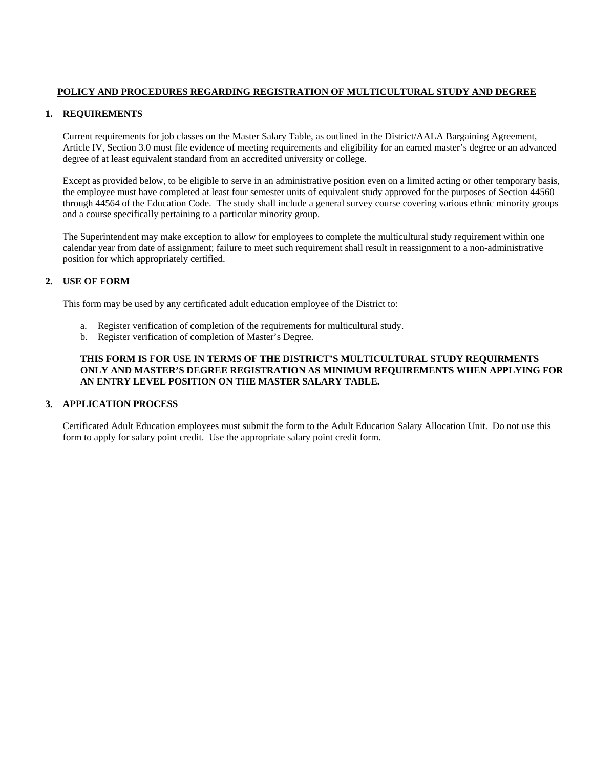## POLICY AND PROCEDURES REGARDING REGISTRATION OF MULTICULTURAL STUDY AND DEGREE

### 1. REQUIREMENTS

Current requirements for job classes on the Master Salary Table, as outlined in the District/AALA Bargaining Agreement, Article IV, Section 3.0 must file evidence of meeting requirements and eligibility for an earned master's degree or an advanced degree of at least equivalent standard from an accredited university or college.

Except as provided below, to be eligible to serve in an administrative position even on a limited acting or other temporary basis, the employee must have completed at least four semester units of equivalent study approved for the purposes of Section 44560 through 44564 of the Education Code. The study shall include a general survey course covering various ethnic minority groups and a course specifically pertaining to a particular minority group.

The Superintendent may make exception to allow for employees to complete the multicultural study requirement within one calendar year from date of assignment; failure to meet such requirement shall result in reassignment to a non-administrative position for which appropriately certified.

### 2. USE OF FORM

This form may be used by any certificated adult education employee of the District to:

a. Register verification of completion of the requirements for multicultural study.
b. Register verification of completion of Master's Degree.

**THIS FORM IS FOR USE IN TERMS OF THE DISTRICT'S MULTICULTURAL STUDY REQUIRMENTS ONLY AND MASTER'S DEGREE REGISTRATION AS MINIMUM REQUIREMENTS WHEN APPLYING FOR AN ENTRY LEVEL POSITION ON THE MASTER SALARY TABLE.**

### 3. APPLICATION PROCESS

Certificated Adult Education employees must submit the form to the Adult Education Salary Allocation Unit. Do not use this form to apply for salary point credit. Use the appropriate salary point credit form.